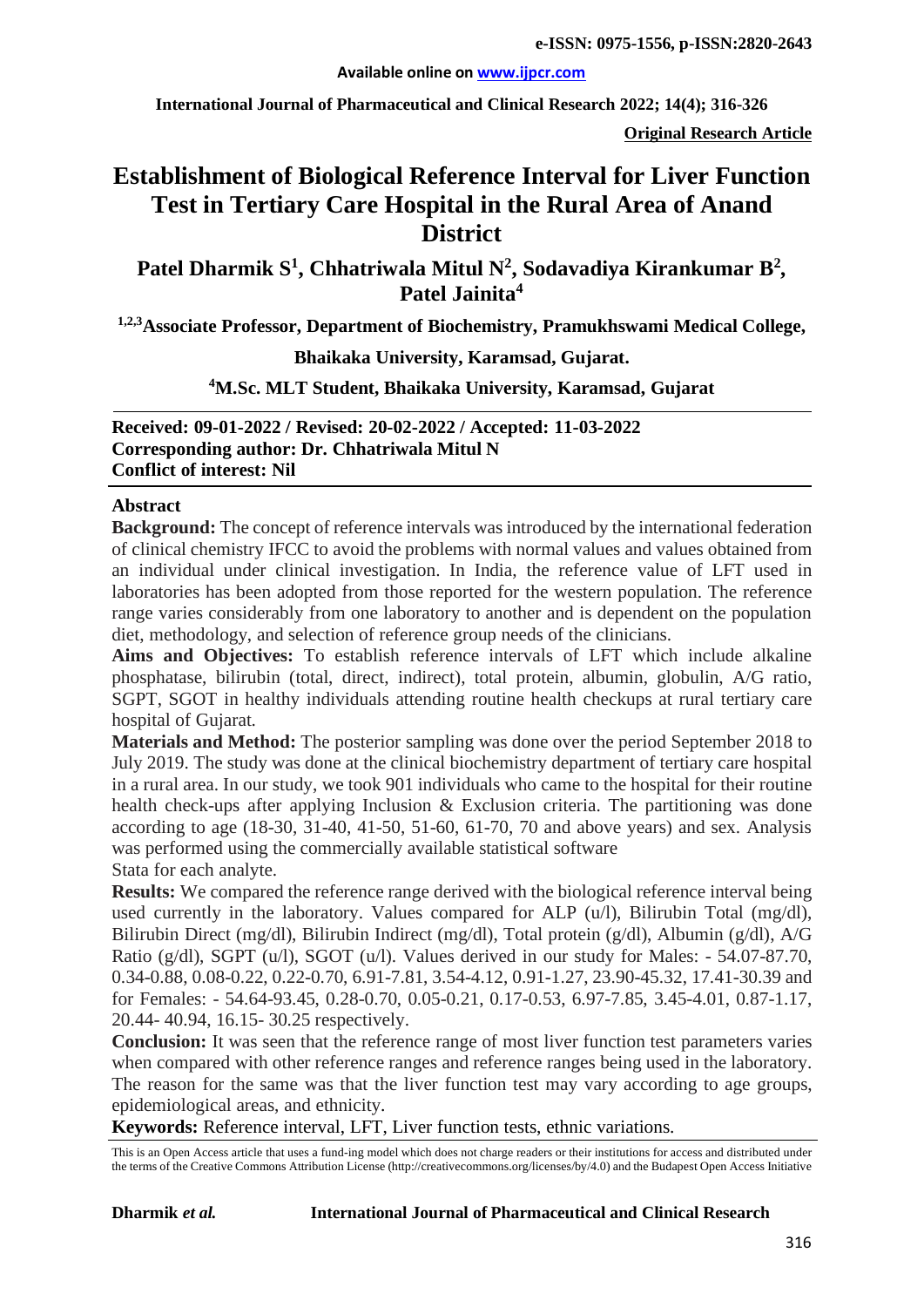**Original Research Article**

# Establishment of Biological Reference Interval for Liver Function Test in Tertiary Care Hospital in the Rural Area of Anand District

**Patel Dharmik S[1], Chhatriwala Mitul N[2], Sodavadiya Kirankumar B[2], Patel Jainita[4]**

**[1,2,3]Associate Professor, Department of Biochemistry, Pramukhswami Medical College, Bhaikaka University, Karamsad, Gujarat.**

**[4]M.Sc. MLT Student, Bhaikaka University, Karamsad, Gujarat**

**Received: 09-01-2022 / Revised: 20-02-2022 / Accepted: 11-03-2022**
**Corresponding author: Dr. Chhatriwala Mitul N**
**Conflict of interest: Nil**

## Abstract

**Background:** The concept of reference intervals was introduced by the international federation of clinical chemistry IFCC to avoid the problems with normal values and values obtained from an individual under clinical investigation. In India, the reference value of LFT used in laboratories has been adopted from those reported for the western population. The reference range varies considerably from one laboratory to another and is dependent on the population diet, methodology, and selection of reference group needs of the clinicians.

**Aims and Objectives:** To establish reference intervals of LFT which include alkaline phosphatase, bilirubin (total, direct, indirect), total protein, albumin, globulin, A/G ratio, SGPT, SGOT in healthy individuals attending routine health checkups at rural tertiary care hospital of Gujarat.

**Materials and Method:** The posterior sampling was done over the period September 2018 to July 2019. The study was done at the clinical biochemistry department of tertiary care hospital in a rural area. In our study, we took 901 individuals who came to the hospital for their routine health check-ups after applying Inclusion & Exclusion criteria. The partitioning was done according to age (18-30, 31-40, 41-50, 51-60, 61-70, 70 and above years) and sex. Analysis was performed using the commercially available statistical software Stata for each analyte.

**Results:** We compared the reference range derived with the biological reference interval being used currently in the laboratory. Values compared for ALP (u/l), Bilirubin Total (mg/dl), Bilirubin Direct (mg/dl), Bilirubin Indirect (mg/dl), Total protein (g/dl), Albumin (g/dl), A/G Ratio (g/dl), SGPT (u/l), SGOT (u/l). Values derived in our study for Males: - 54.07-87.70, 0.34-0.88, 0.08-0.22, 0.22-0.70, 6.91-7.81, 3.54-4.12, 0.91-1.27, 23.90-45.32, 17.41-30.39 and for Females: - 54.64-93.45, 0.28-0.70, 0.05-0.21, 0.17-0.53, 6.97-7.85, 3.45-4.01, 0.87-1.17, 20.44- 40.94, 16.15- 30.25 respectively.

**Conclusion:** It was seen that the reference range of most liver function test parameters varies when compared with other reference ranges and reference ranges being used in the laboratory. The reason for the same was that the liver function test may vary according to age groups, epidemiological areas, and ethnicity.

**Keywords:** Reference interval, LFT, Liver function tests, ethnic variations.

This is an Open Access article that uses a fund-ing model which does not charge readers or their institutions for access and distributed under the terms of the Creative Commons Attribution License (http://creativecommons.org/licenses/by/4.0) and the Budapest Open Access Initiative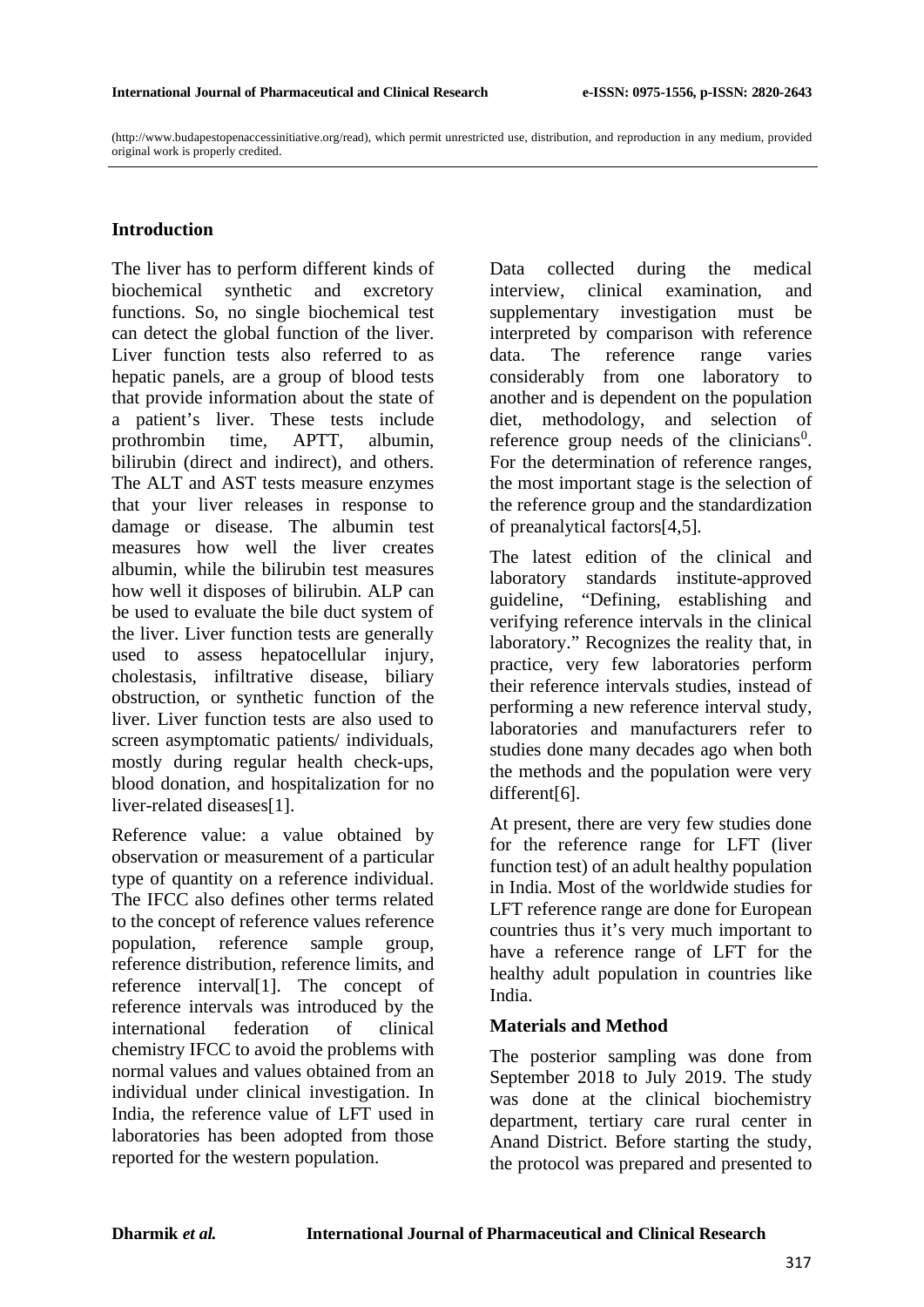(http://www.budapestopenaccessinitiative.org/read), which permit unrestricted use, distribution, and reproduction in any medium, provided original work is properly credited.

## Introduction

The liver has to perform different kinds of biochemical synthetic and excretory functions. So, no single biochemical test can detect the global function of the liver. Liver function tests also referred to as hepatic panels, are a group of blood tests that provide information about the state of a patient's liver. These tests include prothrombin time, APTT, albumin, bilirubin (direct and indirect), and others. The ALT and AST tests measure enzymes that your liver releases in response to damage or disease. The albumin test measures how well the liver creates albumin, while the bilirubin test measures how well it disposes of bilirubin. ALP can be used to evaluate the bile duct system of the liver. Liver function tests are generally used to assess hepatocellular injury, cholestasis, infiltrative disease, biliary obstruction, or synthetic function of the liver. Liver function tests are also used to screen asymptomatic patients/ individuals, mostly during regular health check-ups, blood donation, and hospitalization for no liver-related diseases[1].

Reference value: a value obtained by observation or measurement of a particular type of quantity on a reference individual. The IFCC also defines other terms related to the concept of reference values reference population, reference sample group, reference distribution, reference limits, and reference interval[1]. The concept of reference intervals was introduced by the international federation of clinical chemistry IFCC to avoid the problems with normal values and values obtained from an individual under clinical investigation. In India, the reference value of LFT used in laboratories has been adopted from those reported for the western population.

Data collected during the medical interview, clinical examination, and supplementary investigation must be interpreted by comparison with reference data. The reference range varies considerably from one laboratory to another and is dependent on the population diet, methodology, and selection of reference group needs of the clinicians[0]. For the determination of reference ranges, the most important stage is the selection of the reference group and the standardization of preanalytical factors[4,5].

The latest edition of the clinical and laboratory standards institute-approved guideline, "Defining, establishing and verifying reference intervals in the clinical laboratory." Recognizes the reality that, in practice, very few laboratories perform their reference intervals studies, instead of performing a new reference interval study, laboratories and manufacturers refer to studies done many decades ago when both the methods and the population were very different[6].

At present, there are very few studies done for the reference range for LFT (liver function test) of an adult healthy population in India. Most of the worldwide studies for LFT reference range are done for European countries thus it's very much important to have a reference range of LFT for the healthy adult population in countries like India.

### Materials and Method

The posterior sampling was done from September 2018 to July 2019. The study was done at the clinical biochemistry department, tertiary care rural center in Anand District. Before starting the study, the protocol was prepared and presented to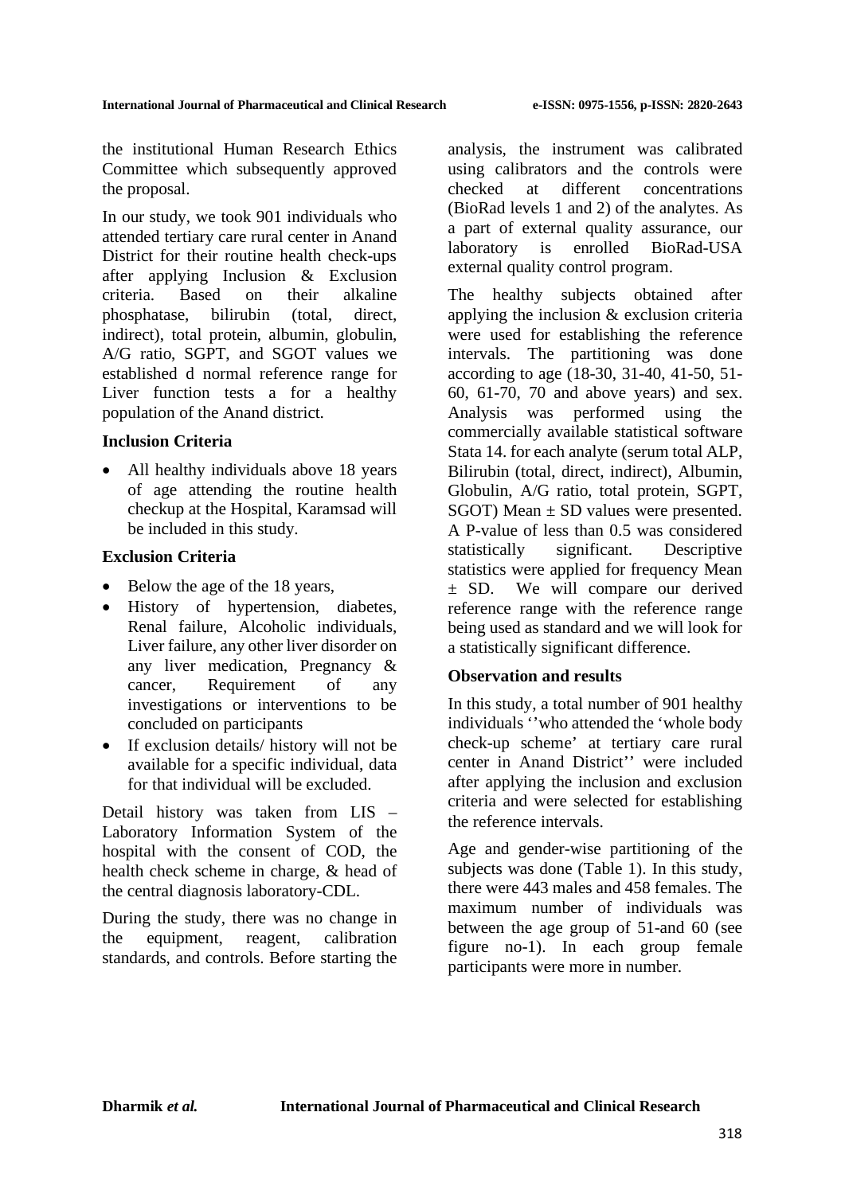the institutional Human Research Ethics Committee which subsequently approved the proposal.

In our study, we took 901 individuals who attended tertiary care rural center in Anand District for their routine health check-ups after applying Inclusion & Exclusion criteria. Based on their alkaline phosphatase, bilirubin (total, direct, indirect), total protein, albumin, globulin, A/G ratio, SGPT, and SGOT values we established d normal reference range for Liver function tests a for a healthy population of the Anand district.

### Inclusion Criteria

- All healthy individuals above 18 years of age attending the routine health checkup at the Hospital, Karamsad will be included in this study.

### Exclusion Criteria

- Below the age of the 18 years,
- History of hypertension, diabetes, Renal failure, Alcoholic individuals, Liver failure, any other liver disorder on any liver medication, Pregnancy & cancer, Requirement of any investigations or interventions to be concluded on participants
- If exclusion details/ history will not be available for a specific individual, data for that individual will be excluded.

Detail history was taken from LIS – Laboratory Information System of the hospital with the consent of COD, the health check scheme in charge, & head of the central diagnosis laboratory-CDL.

During the study, there was no change in the equipment, reagent, calibration standards, and controls. Before starting the analysis, the instrument was calibrated using calibrators and the controls were checked at different concentrations (BioRad levels 1 and 2) of the analytes. As a part of external quality assurance, our laboratory is enrolled BioRad-USA external quality control program.

The healthy subjects obtained after applying the inclusion & exclusion criteria were used for establishing the reference intervals. The partitioning was done according to age (18-30, 31-40, 41-50, 51-60, 61-70, 70 and above years) and sex. Analysis was performed using the commercially available statistical software Stata 14. for each analyte (serum total ALP, Bilirubin (total, direct, indirect), Albumin, Globulin, A/G ratio, total protein, SGPT, SGOT) Mean ± SD values were presented. A P-value of less than 0.5 was considered statistically significant. Descriptive statistics were applied for frequency Mean ± SD. We will compare our derived reference range with the reference range being used as standard and we will look for a statistically significant difference.

### Observation and results

In this study, a total number of 901 healthy individuals ''who attended the 'whole body check-up scheme' at tertiary care rural center in Anand District'' were included after applying the inclusion and exclusion criteria and were selected for establishing the reference intervals.

Age and gender-wise partitioning of the subjects was done (Table 1). In this study, there were 443 males and 458 females. The maximum number of individuals was between the age group of 51-and 60 (see figure no-1). In each group female participants were more in number.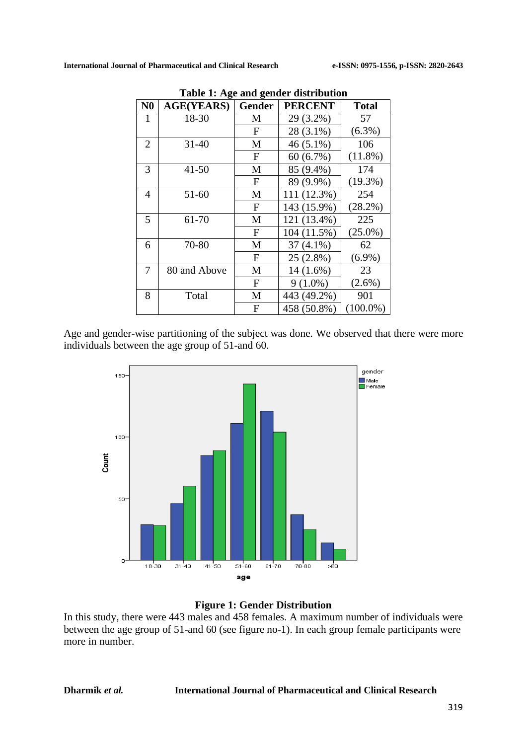**Table 1: Age and gender distribution**

| N0 | AGE(YEARS) | Gender | PERCENT | Total |
|---|---|---|---|---|
| 1 | 18-30 | M | 29 (3.2%) | 57 |
| | | F | 28 (3.1%) | (6.3%) |
| 2 | 31-40 | M | 46 (5.1%) | 106 |
| | | F | 60 (6.7%) | (11.8%) |
| 3 | 41-50 | M | 85 (9.4%) | 174 |
| | | F | 89 (9.9%) | (19.3%) |
| 4 | 51-60 | M | 111 (12.3%) | 254 |
| | | F | 143 (15.9%) | (28.2%) |
| 5 | 61-70 | M | 121 (13.4%) | 225 |
| | | F | 104 (11.5%) | (25.0%) |
| 6 | 70-80 | M | 37 (4.1%) | 62 |
| | | F | 25 (2.8%) | (6.9%) |
| 7 | 80 and Above | M | 14 (1.6%) | 23 |
| | | F | 9 (1.0%) | (2.6%) |
| 8 | Total | M | 443 (49.2%) | 901 |
| | | F | 458 (50.8%) | (100.0%) |

Age and gender-wise partitioning of the subject was done. We observed that there were more individuals between the age group of 51-and 60.

**Figure 1: Gender Distribution**

In this study, there were 443 males and 458 females. A maximum number of individuals were between the age group of 51-and 60 (see figure no-1). In each group female participants were more in number.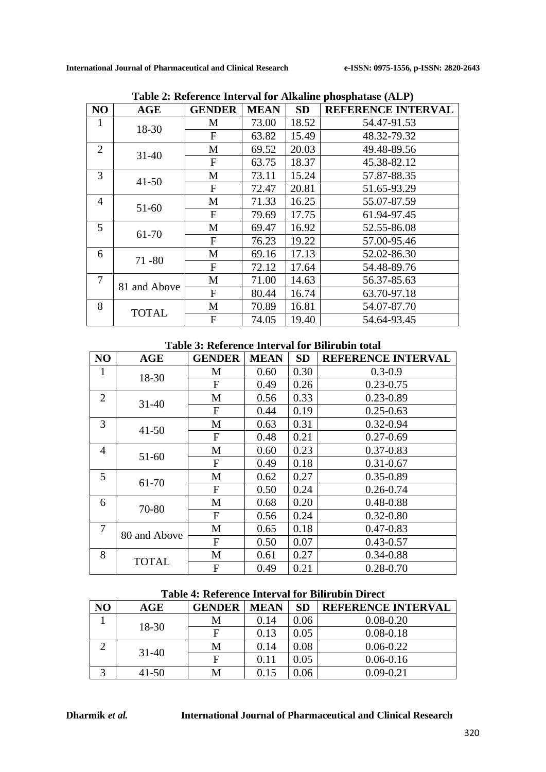**Table 2: Reference Interval for Alkaline phosphatase (ALP)**

| NO | AGE | GENDER | MEAN | SD | REFERENCE INTERVAL |
|---|---|---|---|---|---|
| 1 | 18-30 | M | 73.00 | 18.52 | 54.47-91.53 |
| | | F | 63.82 | 15.49 | 48.32-79.32 |
| 2 | 31-40 | M | 69.52 | 20.03 | 49.48-89.56 |
| | | F | 63.75 | 18.37 | 45.38-82.12 |
| 3 | 41-50 | M | 73.11 | 15.24 | 57.87-88.35 |
| | | F | 72.47 | 20.81 | 51.65-93.29 |
| 4 | 51-60 | M | 71.33 | 16.25 | 55.07-87.59 |
| | | F | 79.69 | 17.75 | 61.94-97.45 |
| 5 | 61-70 | M | 69.47 | 16.92 | 52.55-86.08 |
| | | F | 76.23 | 19.22 | 57.00-95.46 |
| 6 | 71 -80 | M | 69.16 | 17.13 | 52.02-86.30 |
| | | F | 72.12 | 17.64 | 54.48-89.76 |
| 7 | 81 and Above | M | 71.00 | 14.63 | 56.37-85.63 |
| | | F | 80.44 | 16.74 | 63.70-97.18 |
| 8 | TOTAL | M | 70.89 | 16.81 | 54.07-87.70 |
| | | F | 74.05 | 19.40 | 54.64-93.45 |

**Table 3: Reference Interval for Bilirubin total**

| NO | AGE | GENDER | MEAN | SD | REFERENCE INTERVAL |
|---|---|---|---|---|---|
| 1 | 18-30 | M | 0.60 | 0.30 | 0.3-0.9 |
| | | F | 0.49 | 0.26 | 0.23-0.75 |
| 2 | 31-40 | M | 0.56 | 0.33 | 0.23-0.89 |
| | | F | 0.44 | 0.19 | 0.25-0.63 |
| 3 | 41-50 | M | 0.63 | 0.31 | 0.32-0.94 |
| | | F | 0.48 | 0.21 | 0.27-0.69 |
| 4 | 51-60 | M | 0.60 | 0.23 | 0.37-0.83 |
| | | F | 0.49 | 0.18 | 0.31-0.67 |
| 5 | 61-70 | M | 0.62 | 0.27 | 0.35-0.89 |
| | | F | 0.50 | 0.24 | 0.26-0.74 |
| 6 | 70-80 | M | 0.68 | 0.20 | 0.48-0.88 |
| | | F | 0.56 | 0.24 | 0.32-0.80 |
| 7 | 80 and Above | M | 0.65 | 0.18 | 0.47-0.83 |
| | | F | 0.50 | 0.07 | 0.43-0.57 |
| 8 | TOTAL | M | 0.61 | 0.27 | 0.34-0.88 |
| | | F | 0.49 | 0.21 | 0.28-0.70 |

**Table 4: Reference Interval for Bilirubin Direct**

| NO | AGE | GENDER | MEAN | SD | REFERENCE INTERVAL |
|---|---|---|---|---|---|
| 1 | 18-30 | M | 0.14 | 0.06 | 0.08-0.20 |
| | | F | 0.13 | 0.05 | 0.08-0.18 |
| 2 | 31-40 | M | 0.14 | 0.08 | 0.06-0.22 |
| | | F | 0.11 | 0.05 | 0.06-0.16 |
| 3 | 41-50 | M | 0.15 | 0.06 | 0.09-0.21 |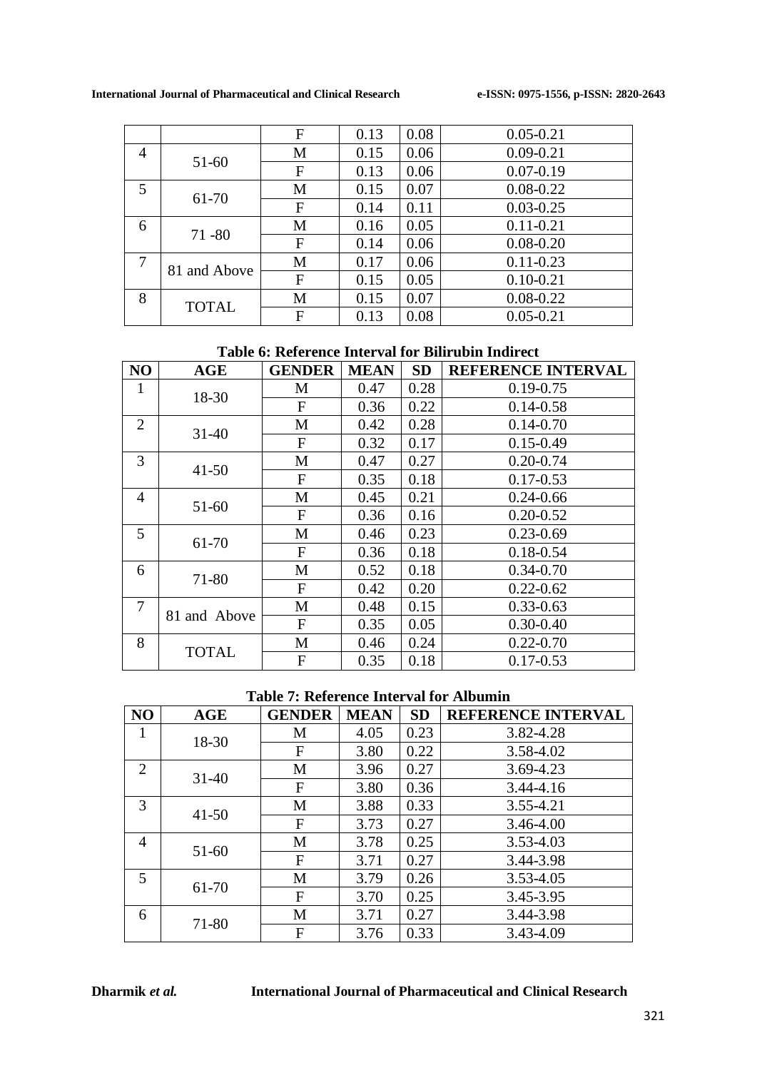| | | F | 0.13 | 0.08 | 0.05-0.21 |
|---|---|---|---|---|---|
| 4 | 51-60 | M | 0.15 | 0.06 | 0.09-0.21 |
| | | F | 0.13 | 0.06 | 0.07-0.19 |
| 5 | 61-70 | M | 0.15 | 0.07 | 0.08-0.22 |
| | | F | 0.14 | 0.11 | 0.03-0.25 |
| 6 | 71 -80 | M | 0.16 | 0.05 | 0.11-0.21 |
| | | F | 0.14 | 0.06 | 0.08-0.20 |
| 7 | 81 and Above | M | 0.17 | 0.06 | 0.11-0.23 |
| | | F | 0.15 | 0.05 | 0.10-0.21 |
| 8 | TOTAL | M | 0.15 | 0.07 | 0.08-0.22 |
| | | F | 0.13 | 0.08 | 0.05-0.21 |

**Table 6: Reference Interval for Bilirubin Indirect**

| NO | AGE | GENDER | MEAN | SD | REFERENCE INTERVAL |
|---|---|---|---|---|---|
| 1 | 18-30 | M | 0.47 | 0.28 | 0.19-0.75 |
| | | F | 0.36 | 0.22 | 0.14-0.58 |
| 2 | 31-40 | M | 0.42 | 0.28 | 0.14-0.70 |
| | | F | 0.32 | 0.17 | 0.15-0.49 |
| 3 | 41-50 | M | 0.47 | 0.27 | 0.20-0.74 |
| | | F | 0.35 | 0.18 | 0.17-0.53 |
| 4 | 51-60 | M | 0.45 | 0.21 | 0.24-0.66 |
| | | F | 0.36 | 0.16 | 0.20-0.52 |
| 5 | 61-70 | M | 0.46 | 0.23 | 0.23-0.69 |
| | | F | 0.36 | 0.18 | 0.18-0.54 |
| 6 | 71-80 | M | 0.52 | 0.18 | 0.34-0.70 |
| | | F | 0.42 | 0.20 | 0.22-0.62 |
| 7 | 81 and Above | M | 0.48 | 0.15 | 0.33-0.63 |
| | | F | 0.35 | 0.05 | 0.30-0.40 |
| 8 | TOTAL | M | 0.46 | 0.24 | 0.22-0.70 |
| | | F | 0.35 | 0.18 | 0.17-0.53 |

**Table 7: Reference Interval for Albumin**

| NO | AGE | GENDER | MEAN | SD | REFERENCE INTERVAL |
|---|---|---|---|---|---|
| 1 | 18-30 | M | 4.05 | 0.23 | 3.82-4.28 |
| | | F | 3.80 | 0.22 | 3.58-4.02 |
| 2 | 31-40 | M | 3.96 | 0.27 | 3.69-4.23 |
| | | F | 3.80 | 0.36 | 3.44-4.16 |
| 3 | 41-50 | M | 3.88 | 0.33 | 3.55-4.21 |
| | | F | 3.73 | 0.27 | 3.46-4.00 |
| 4 | 51-60 | M | 3.78 | 0.25 | 3.53-4.03 |
| | | F | 3.71 | 0.27 | 3.44-3.98 |
| 5 | 61-70 | M | 3.79 | 0.26 | 3.53-4.05 |
| | | F | 3.70 | 0.25 | 3.45-3.95 |
| 6 | 71-80 | M | 3.71 | 0.27 | 3.44-3.98 |
| | | F | 3.76 | 0.33 | 3.43-4.09 |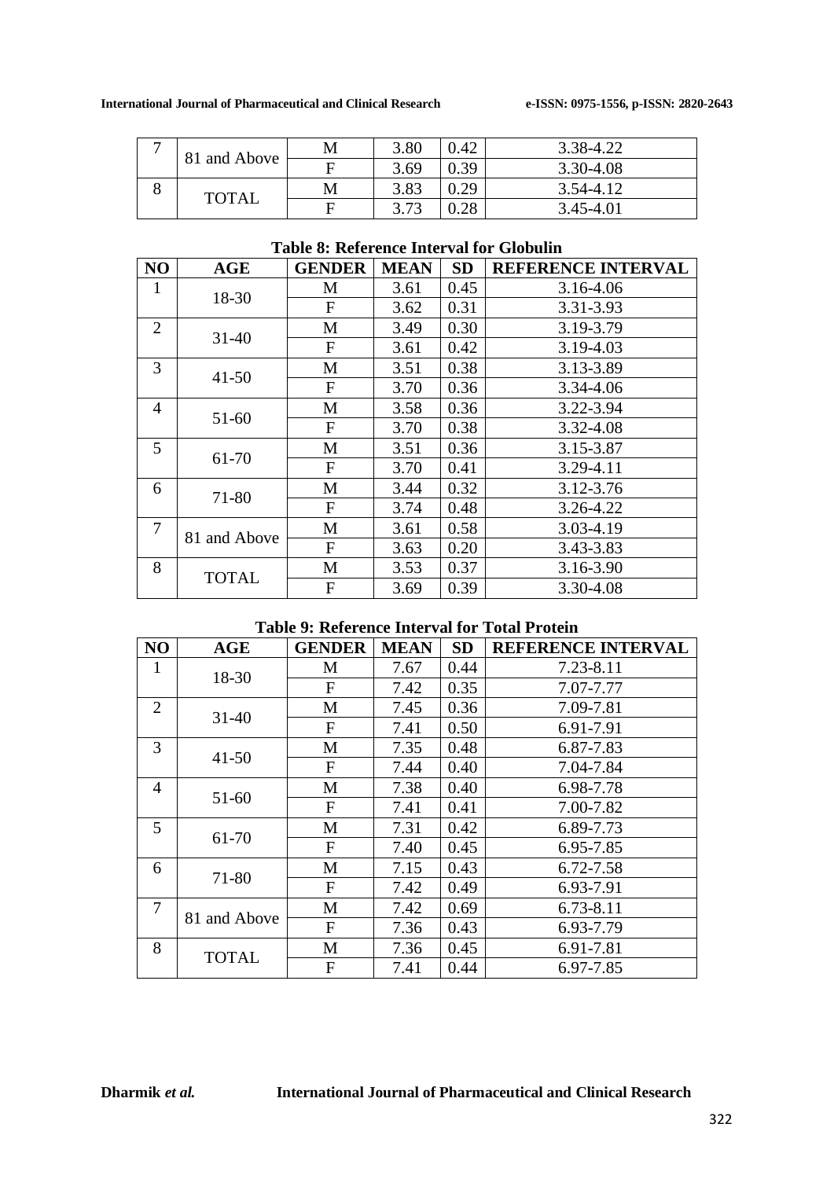| 7 | 81 and Above | M | 3.80 | 0.42 | 3.38-4.22 |
|---|---|---|---|---|---|
| | | F | 3.69 | 0.39 | 3.30-4.08 |
| 8 | TOTAL | M | 3.83 | 0.29 | 3.54-4.12 |
| | | F | 3.73 | 0.28 | 3.45-4.01 |

**Table 8: Reference Interval for Globulin**

| NO | AGE | GENDER | MEAN | SD | REFERENCE INTERVAL |
|---|---|---|---|---|---|
| 1 | 18-30 | M | 3.61 | 0.45 | 3.16-4.06 |
| | | F | 3.62 | 0.31 | 3.31-3.93 |
| 2 | 31-40 | M | 3.49 | 0.30 | 3.19-3.79 |
| | | F | 3.61 | 0.42 | 3.19-4.03 |
| 3 | 41-50 | M | 3.51 | 0.38 | 3.13-3.89 |
| | | F | 3.70 | 0.36 | 3.34-4.06 |
| 4 | 51-60 | M | 3.58 | 0.36 | 3.22-3.94 |
| | | F | 3.70 | 0.38 | 3.32-4.08 |
| 5 | 61-70 | M | 3.51 | 0.36 | 3.15-3.87 |
| | | F | 3.70 | 0.41 | 3.29-4.11 |
| 6 | 71-80 | M | 3.44 | 0.32 | 3.12-3.76 |
| | | F | 3.74 | 0.48 | 3.26-4.22 |
| 7 | 81 and Above | M | 3.61 | 0.58 | 3.03-4.19 |
| | | F | 3.63 | 0.20 | 3.43-3.83 |
| 8 | TOTAL | M | 3.53 | 0.37 | 3.16-3.90 |
| | | F | 3.69 | 0.39 | 3.30-4.08 |

**Table 9: Reference Interval for Total Protein**

| NO | AGE | GENDER | MEAN | SD | REFERENCE INTERVAL |
|---|---|---|---|---|---|
| 1 | 18-30 | M | 7.67 | 0.44 | 7.23-8.11 |
| | | F | 7.42 | 0.35 | 7.07-7.77 |
| 2 | 31-40 | M | 7.45 | 0.36 | 7.09-7.81 |
| | | F | 7.41 | 0.50 | 6.91-7.91 |
| 3 | 41-50 | M | 7.35 | 0.48 | 6.87-7.83 |
| | | F | 7.44 | 0.40 | 7.04-7.84 |
| 4 | 51-60 | M | 7.38 | 0.40 | 6.98-7.78 |
| | | F | 7.41 | 0.41 | 7.00-7.82 |
| 5 | 61-70 | M | 7.31 | 0.42 | 6.89-7.73 |
| | | F | 7.40 | 0.45 | 6.95-7.85 |
| 6 | 71-80 | M | 7.15 | 0.43 | 6.72-7.58 |
| | | F | 7.42 | 0.49 | 6.93-7.91 |
| 7 | 81 and Above | M | 7.42 | 0.69 | 6.73-8.11 |
| | | F | 7.36 | 0.43 | 6.93-7.79 |
| 8 | TOTAL | M | 7.36 | 0.45 | 6.91-7.81 |
| | | F | 7.41 | 0.44 | 6.97-7.85 |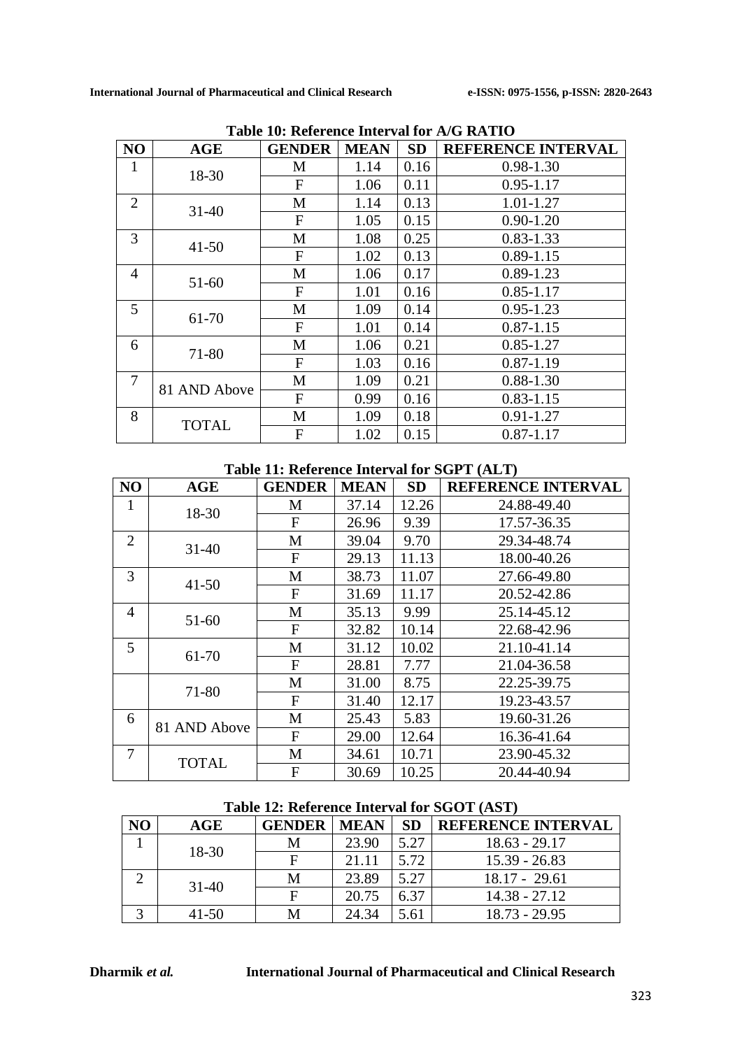**Table 10: Reference Interval for A/G RATIO**

| NO | AGE | GENDER | MEAN | SD | REFERENCE INTERVAL |
|---|---|---|---|---|---|
| 1 | 18-30 | M | 1.14 | 0.16 | 0.98-1.30 |
| | | F | 1.06 | 0.11 | 0.95-1.17 |
| 2 | 31-40 | M | 1.14 | 0.13 | 1.01-1.27 |
| | | F | 1.05 | 0.15 | 0.90-1.20 |
| 3 | 41-50 | M | 1.08 | 0.25 | 0.83-1.33 |
| | | F | 1.02 | 0.13 | 0.89-1.15 |
| 4 | 51-60 | M | 1.06 | 0.17 | 0.89-1.23 |
| | | F | 1.01 | 0.16 | 0.85-1.17 |
| 5 | 61-70 | M | 1.09 | 0.14 | 0.95-1.23 |
| | | F | 1.01 | 0.14 | 0.87-1.15 |
| 6 | 71-80 | M | 1.06 | 0.21 | 0.85-1.27 |
| | | F | 1.03 | 0.16 | 0.87-1.19 |
| 7 | 81 AND Above | M | 1.09 | 0.21 | 0.88-1.30 |
| | | F | 0.99 | 0.16 | 0.83-1.15 |
| 8 | TOTAL | M | 1.09 | 0.18 | 0.91-1.27 |
| | | F | 1.02 | 0.15 | 0.87-1.17 |

**Table 11: Reference Interval for SGPT (ALT)**

| NO | AGE | GENDER | MEAN | SD | REFERENCE INTERVAL |
|---|---|---|---|---|---|
| 1 | 18-30 | M | 37.14 | 12.26 | 24.88-49.40 |
| | | F | 26.96 | 9.39 | 17.57-36.35 |
| 2 | 31-40 | M | 39.04 | 9.70 | 29.34-48.74 |
| | | F | 29.13 | 11.13 | 18.00-40.26 |
| 3 | 41-50 | M | 38.73 | 11.07 | 27.66-49.80 |
| | | F | 31.69 | 11.17 | 20.52-42.86 |
| 4 | 51-60 | M | 35.13 | 9.99 | 25.14-45.12 |
| | | F | 32.82 | 10.14 | 22.68-42.96 |
| 5 | 61-70 | M | 31.12 | 10.02 | 21.10-41.14 |
| | | F | 28.81 | 7.77 | 21.04-36.58 |
| | 71-80 | M | 31.00 | 8.75 | 22.25-39.75 |
| | | F | 31.40 | 12.17 | 19.23-43.57 |
| 6 | 81 AND Above | M | 25.43 | 5.83 | 19.60-31.26 |
| | | F | 29.00 | 12.64 | 16.36-41.64 |
| 7 | TOTAL | M | 34.61 | 10.71 | 23.90-45.32 |
| | | F | 30.69 | 10.25 | 20.44-40.94 |

**Table 12: Reference Interval for SGOT (AST)**

| NO | AGE | GENDER | MEAN | SD | REFERENCE INTERVAL |
|---|---|---|---|---|---|
| 1 | 18-30 | M | 23.90 | 5.27 | 18.63 - 29.17 |
| | | F | 21.11 | 5.72 | 15.39 - 26.83 |
| 2 | 31-40 | M | 23.89 | 5.27 | 18.17 - 29.61 |
| | | F | 20.75 | 6.37 | 14.38 - 27.12 |
| 3 | 41-50 | M | 24.34 | 5.61 | 18.73 - 29.95 |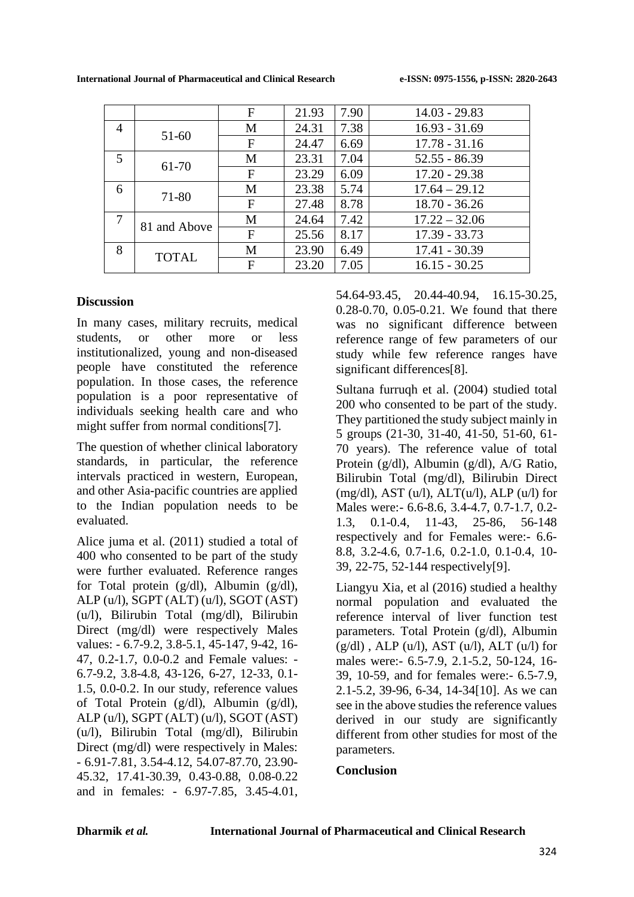|  |  | F | 21.93 | 7.90 | 14.03 - 29.83 |
|---|---|---|---|---|---|
| 4 | 51-60 | M | 24.31 | 7.38 | 16.93 - 31.69 |
|  |  | F | 24.47 | 6.69 | 17.78 - 31.16 |
| 5 | 61-70 | M | 23.31 | 7.04 | 52.55 - 86.39 |
|  |  | F | 23.29 | 6.09 | 17.20 - 29.38 |
| 6 | 71-80 | M | 23.38 | 5.74 | 17.64 – 29.12 |
|  |  | F | 27.48 | 8.78 | 18.70 - 36.26 |
| 7 | 81 and Above | M | 24.64 | 7.42 | 17.22 – 32.06 |
|  |  | F | 25.56 | 8.17 | 17.39 - 33.73 |
| 8 | TOTAL | M | 23.90 | 6.49 | 17.41 - 30.39 |
|  |  | F | 23.20 | 7.05 | 16.15 - 30.25 |

**Discussion**

In many cases, military recruits, medical students, or other more or less institutionalized, young and non-diseased people have constituted the reference population. In those cases, the reference population is a poor representative of individuals seeking health care and who might suffer from normal conditions[7].

The question of whether clinical laboratory standards, in particular, the reference intervals practiced in western, European, and other Asia-pacific countries are applied to the Indian population needs to be evaluated.

Alice juma et al. (2011) studied a total of 400 who consented to be part of the study were further evaluated. Reference ranges for Total protein (g/dl), Albumin (g/dl), ALP (u/l), SGPT (ALT) (u/l), SGOT (AST) (u/l), Bilirubin Total (mg/dl), Bilirubin Direct (mg/dl) were respectively Males values: - 6.7-9.2, 3.8-5.1, 45-147, 9-42, 16-47, 0.2-1.7, 0.0-0.2 and Female values: - 6.7-9.2, 3.8-4.8, 43-126, 6-27, 12-33, 0.1-1.5, 0.0-0.2. In our study, reference values of Total Protein (g/dl), Albumin (g/dl), ALP (u/l), SGPT (ALT) (u/l), SGOT (AST) (u/l), Bilirubin Total (mg/dl), Bilirubin Direct (mg/dl) were respectively in Males: - 6.91-7.81, 3.54-4.12, 54.07-87.70, 23.90-45.32, 17.41-30.39, 0.43-0.88, 0.08-0.22 and in females: - 6.97-7.85, 3.45-4.01, 54.64-93.45, 20.44-40.94, 16.15-30.25, 0.28-0.70, 0.05-0.21. We found that there was no significant difference between reference range of few parameters of our study while few reference ranges have significant differences[8].

Sultana furruqh et al. (2004) studied total 200 who consented to be part of the study. They partitioned the study subject mainly in 5 groups (21-30, 31-40, 41-50, 51-60, 61-70 years). The reference value of total Protein (g/dl), Albumin (g/dl), A/G Ratio, Bilirubin Total (mg/dl), Bilirubin Direct (mg/dl), AST (u/l), ALT(u/l), ALP (u/l) for Males were:- 6.6-8.6, 3.4-4.7, 0.7-1.7, 0.2-1.3, 0.1-0.4, 11-43, 25-86, 56-148 respectively and for Females were:- 6.6-8.8, 3.2-4.6, 0.7-1.6, 0.2-1.0, 0.1-0.4, 10-39, 22-75, 52-144 respectively[9].

Liangyu Xia, et al (2016) studied a healthy normal population and evaluated the reference interval of liver function test parameters. Total Protein (g/dl), Albumin (g/dl) , ALP (u/l), AST (u/l), ALT (u/l) for males were:- 6.5-7.9, 2.1-5.2, 50-124, 16-39, 10-59, and for females were:- 6.5-7.9, 2.1-5.2, 39-96, 6-34, 14-34[10]. As we can see in the above studies the reference values derived in our study are significantly different from other studies for most of the parameters.

**Conclusion**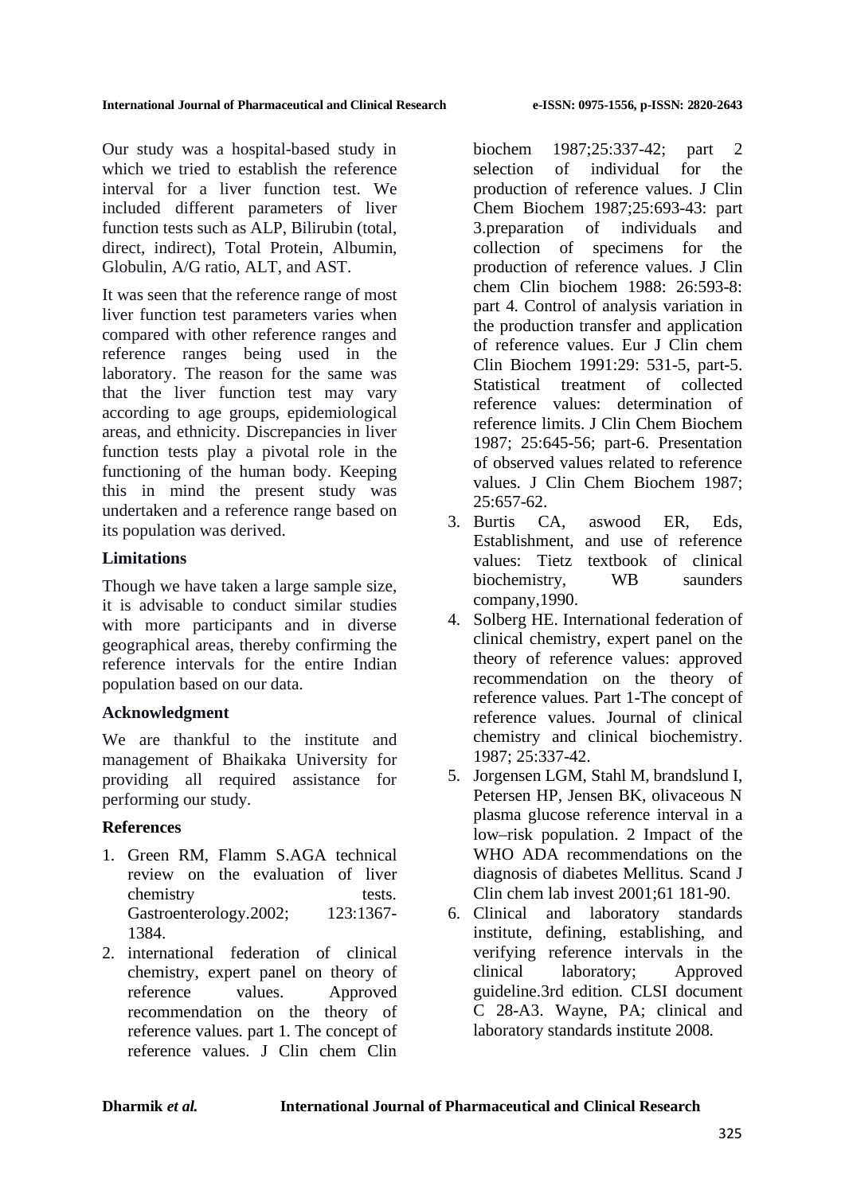Our study was a hospital-based study in which we tried to establish the reference interval for a liver function test. We included different parameters of liver function tests such as ALP, Bilirubin (total, direct, indirect), Total Protein, Albumin, Globulin, A/G ratio, ALT, and AST.

It was seen that the reference range of most liver function test parameters varies when compared with other reference ranges and reference ranges being used in the laboratory. The reason for the same was that the liver function test may vary according to age groups, epidemiological areas, and ethnicity. Discrepancies in liver function tests play a pivotal role in the functioning of the human body. Keeping this in mind the present study was undertaken and a reference range based on its population was derived.

**Limitations**

Though we have taken a large sample size, it is advisable to conduct similar studies with more participants and in diverse geographical areas, thereby confirming the reference intervals for the entire Indian population based on our data.

**Acknowledgment**

We are thankful to the institute and management of Bhaikaka University for providing all required assistance for performing our study.

**References**

1. Green RM, Flamm S.AGA technical review on the evaluation of liver chemistry tests. Gastroenterology.2002; 123:1367-1384.
2. international federation of clinical chemistry, expert panel on theory of reference values. Approved recommendation on the theory of reference values. part 1. The concept of reference values. J Clin chem Clin biochem 1987;25:337-42; part 2 selection of individual for the production of reference values. J Clin Chem Biochem 1987;25:693-43: part 3.preparation of individuals and collection of specimens for the production of reference values. J Clin chem Clin biochem 1988: 26:593-8: part 4. Control of analysis variation in the production transfer and application of reference values. Eur J Clin chem Clin Biochem 1991:29: 531-5, part-5. Statistical treatment of collected reference values: determination of reference limits. J Clin Chem Biochem 1987; 25:645-56; part-6. Presentation of observed values related to reference values. J Clin Chem Biochem 1987; 25:657-62.
3. Burtis CA, aswood ER, Eds, Establishment, and use of reference values: Tietz textbook of clinical biochemistry, WB saunders company,1990.
4. Solberg HE. International federation of clinical chemistry, expert panel on the theory of reference values: approved recommendation on the theory of reference values. Part 1-The concept of reference values. Journal of clinical chemistry and clinical biochemistry. 1987; 25:337-42.
5. Jorgensen LGM, Stahl M, brandslund I, Petersen HP, Jensen BK, olivaceous N plasma glucose reference interval in a low–risk population. 2 Impact of the WHO ADA recommendations on the diagnosis of diabetes Mellitus. Scand J Clin chem lab invest 2001;61 181-90.
6. Clinical and laboratory standards institute, defining, establishing, and verifying reference intervals in the clinical laboratory; Approved guideline.3rd edition. CLSI document C 28-A3. Wayne, PA; clinical and laboratory standards institute 2008.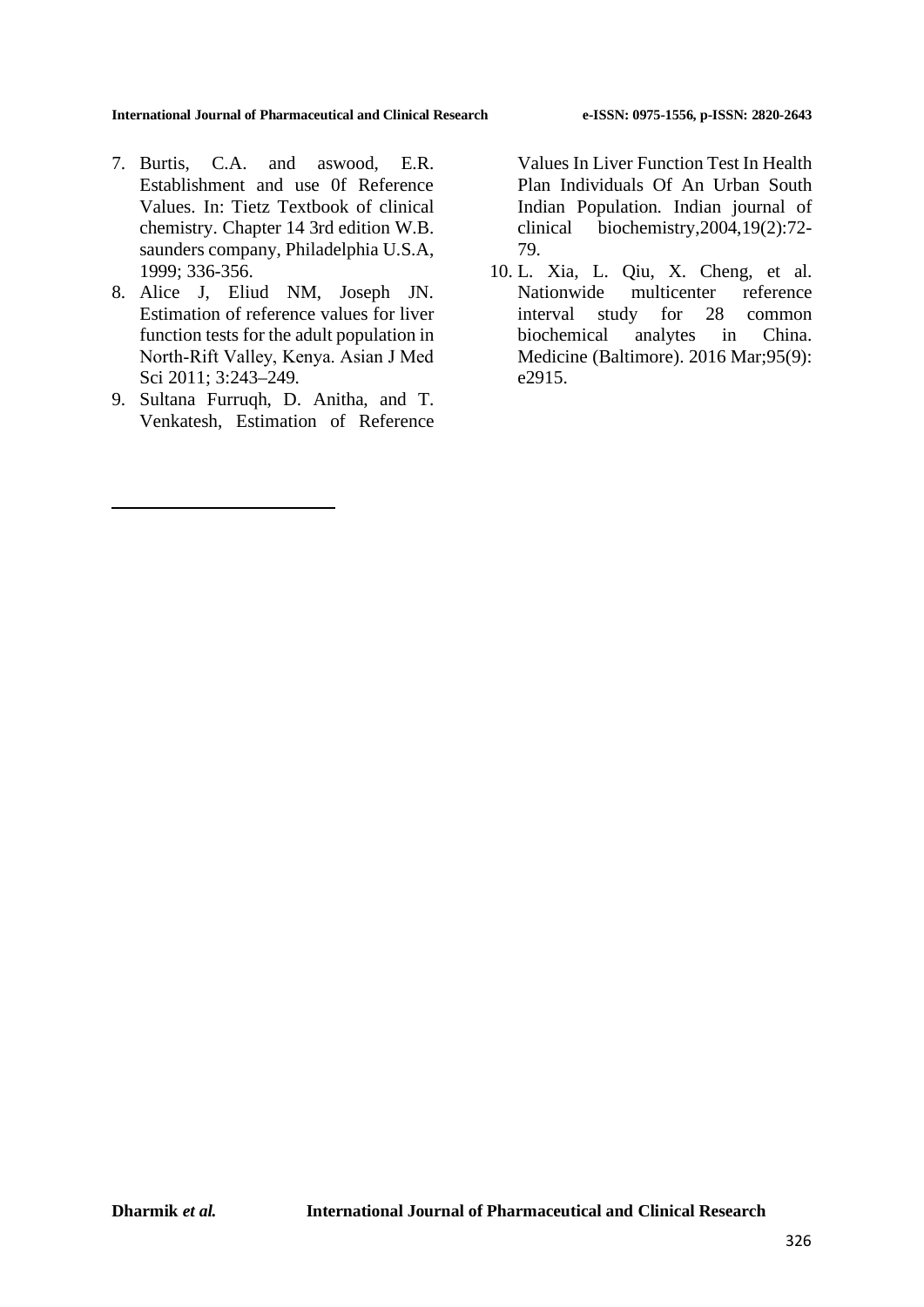7. Burtis, C.A. and aswood, E.R. Establishment and use 0f Reference Values. In: Tietz Textbook of clinical chemistry. Chapter 14 3rd edition W.B. saunders company, Philadelphia U.S.A, 1999; 336-356.
8. Alice J, Eliud NM, Joseph JN. Estimation of reference values for liver function tests for the adult population in North-Rift Valley, Kenya. Asian J Med Sci 2011; 3:243–249.
9. Sultana Furruqh, D. Anitha, and T. Venkatesh, Estimation of Reference Values In Liver Function Test In Health Plan Individuals Of An Urban South Indian Population. Indian journal of clinical biochemistry,2004,19(2):72-79.
10. L. Xia, L. Qiu, X. Cheng, et al. Nationwide multicenter reference interval study for 28 common biochemical analytes in China. Medicine (Baltimore). 2016 Mar;95(9): e2915.